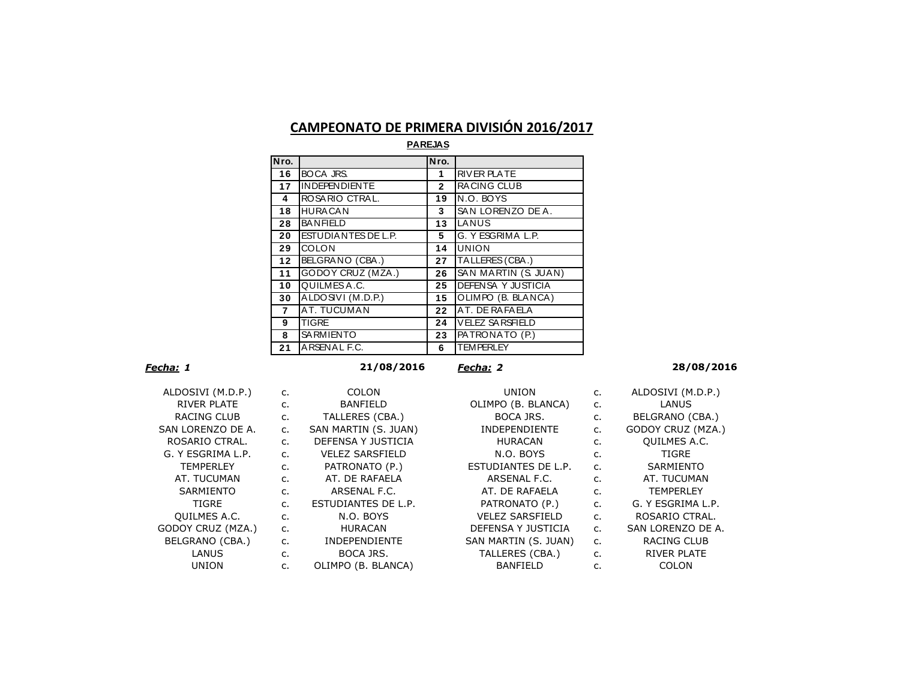# CAMPEONATO DE PRIMERA DIVISIÓN 2016/2017

**PAREJAS**

| Nro. | | Nro. | |
|---|---|---|---|
| 16 | BOCA JRS. | 1 | RIVER PLATE |
| 17 | INDEPENDIENTE | 2 | RACING CLUB |
| 4 | ROSARIO CTRAL. | 19 | N.O. BOYS |
| 18 | HURACAN | 3 | SAN LORENZO DE A. |
| 28 | BANFIELD | 13 | LANUS |
| 20 | ESTUDIANTES DE L.P. | 5 | G. Y ESGRIMA L.P. |
| 29 | COLON | 14 | UNION |
| 12 | BELGRANO (CBA.) | 27 | TALLERES (CBA.) |
| 11 | GODOY CRUZ (MZA.) | 26 | SAN MARTIN (S. JUAN) |
| 10 | QUILMES A.C. | 25 | DEFENSA Y JUSTICIA |
| 30 | ALDOSIVI (M.D.P.) | 15 | OLIMPO (B. BLANCA) |
| 7 | AT. TUCUMAN | 22 | AT. DE RAFAELA |
| 9 | TIGRE | 24 | VELEZ SARSFIELD |
| 8 | SARMIENTO | 23 | PATRONATO (P.) |
| 21 | ARSENAL F.C. | 6 | TEMPERLEY |

***Fecha:* 1** — **21/08/2016**

| | | |
|---|---|---|
| ALDOSIVI (M.D.P.) | c. | COLON |
| RIVER PLATE | c. | BANFIELD |
| RACING CLUB | c. | TALLERES (CBA.) |
| SAN LORENZO DE A. | c. | SAN MARTIN (S. JUAN) |
| ROSARIO CTRAL. | c. | DEFENSA Y JUSTICIA |
| G. Y ESGRIMA L.P. | c. | VELEZ SARSFIELD |
| TEMPERLEY | c. | PATRONATO (P.) |
| AT. TUCUMAN | c. | AT. DE RAFAELA |
| SARMIENTO | c. | ARSENAL F.C. |
| TIGRE | c. | ESTUDIANTES DE L.P. |
| QUILMES A.C. | c. | N.O. BOYS |
| GODOY CRUZ (MZA.) | c. | HURACAN |
| BELGRANO (CBA.) | c. | INDEPENDIENTE |
| LANUS | c. | BOCA JRS. |
| UNION | c. | OLIMPO (B. BLANCA) |

***Fecha:* 2** — **28/08/2016**

| | | |
|---|---|---|
| UNION | c. | ALDOSIVI (M.D.P.) |
| OLIMPO (B. BLANCA) | c. | LANUS |
| BOCA JRS. | c. | BELGRANO (CBA.) |
| INDEPENDIENTE | c. | GODOY CRUZ (MZA.) |
| HURACAN | c. | QUILMES A.C. |
| N.O. BOYS | c. | TIGRE |
| ESTUDIANTES DE L.P. | c. | SARMIENTO |
| ARSENAL F.C. | c. | AT. TUCUMAN |
| AT. DE RAFAELA | c. | TEMPERLEY |
| PATRONATO (P.) | c. | G. Y ESGRIMA L.P. |
| VELEZ SARSFIELD | c. | ROSARIO CTRAL. |
| DEFENSA Y JUSTICIA | c. | SAN LORENZO DE A. |
| SAN MARTIN (S. JUAN) | c. | RACING CLUB |
| TALLERES (CBA.) | c. | RIVER PLATE |
| BANFIELD | c. | COLON |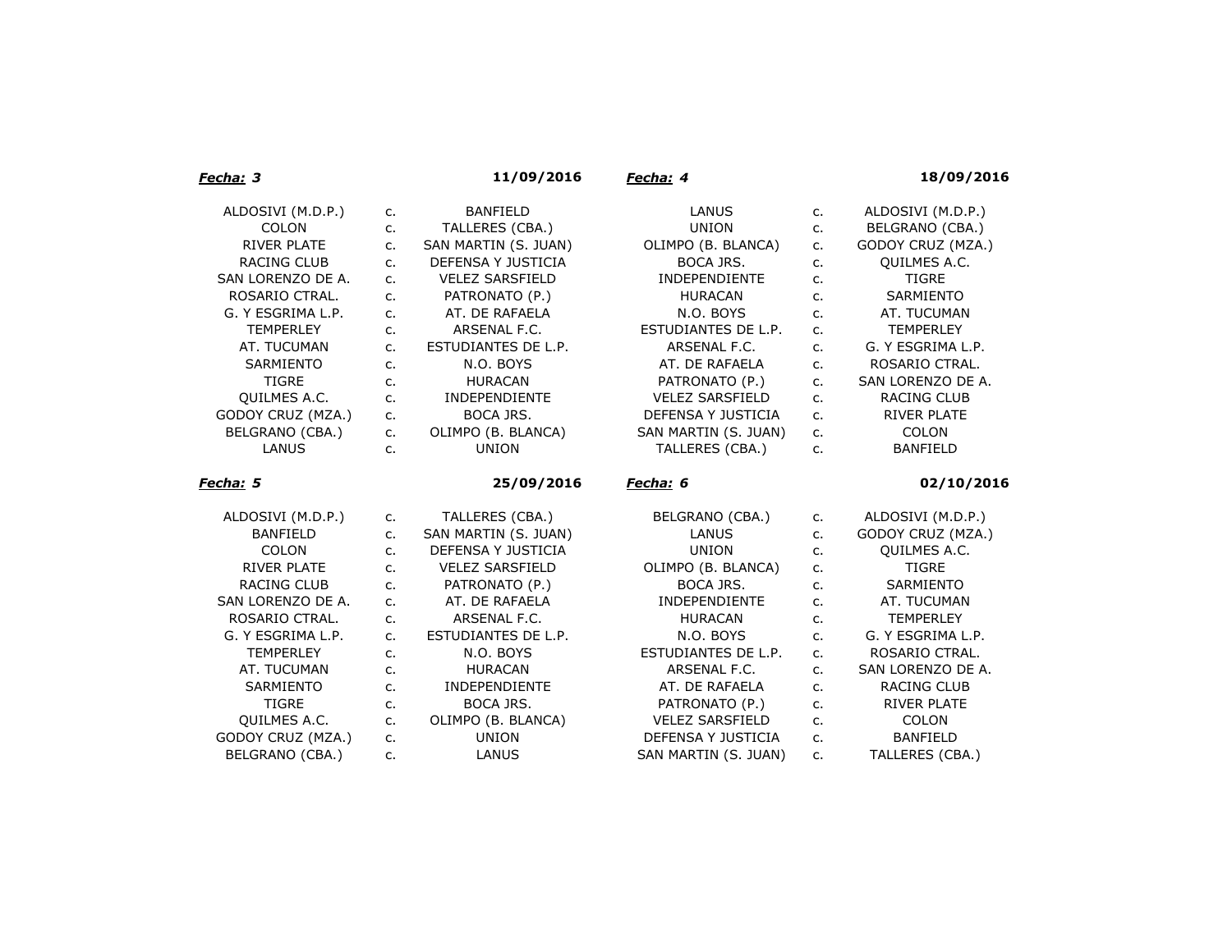***Fecha:* 3** **11/09/2016**

| | | |
|---|---|---|
| ALDOSIVI (M.D.P.) | c. | BANFIELD |
| COLON | c. | TALLERES (CBA.) |
| RIVER PLATE | c. | SAN MARTIN (S. JUAN) |
| RACING CLUB | c. | DEFENSA Y JUSTICIA |
| SAN LORENZO DE A. | c. | VELEZ SARSFIELD |
| ROSARIO CTRAL. | c. | PATRONATO (P.) |
| G. Y ESGRIMA L.P. | c. | AT. DE RAFAELA |
| TEMPERLEY | c. | ARSENAL F.C. |
| AT. TUCUMAN | c. | ESTUDIANTES DE L.P. |
| SARMIENTO | c. | N.O. BOYS |
| TIGRE | c. | HURACAN |
| QUILMES A.C. | c. | INDEPENDIENTE |
| GODOY CRUZ (MZA.) | c. | BOCA JRS. |
| BELGRANO (CBA.) | c. | OLIMPO (B. BLANCA) |
| LANUS | c. | UNION |

***Fecha:* 4** **18/09/2016**

| | | |
|---|---|---|
| LANUS | c. | ALDOSIVI (M.D.P.) |
| UNION | c. | BELGRANO (CBA.) |
| OLIMPO (B. BLANCA) | c. | GODOY CRUZ (MZA.) |
| BOCA JRS. | c. | QUILMES A.C. |
| INDEPENDIENTE | c. | TIGRE |
| HURACAN | c. | SARMIENTO |
| N.O. BOYS | c. | AT. TUCUMAN |
| ESTUDIANTES DE L.P. | c. | TEMPERLEY |
| ARSENAL F.C. | c. | G. Y ESGRIMA L.P. |
| AT. DE RAFAELA | c. | ROSARIO CTRAL. |
| PATRONATO (P.) | c. | SAN LORENZO DE A. |
| VELEZ SARSFIELD | c. | RACING CLUB |
| DEFENSA Y JUSTICIA | c. | RIVER PLATE |
| SAN MARTIN (S. JUAN) | c. | COLON |
| TALLERES (CBA.) | c. | BANFIELD |

***Fecha:* 5** **25/09/2016**

| | | |
|---|---|---|
| ALDOSIVI (M.D.P.) | c. | TALLERES (CBA.) |
| BANFIELD | c. | SAN MARTIN (S. JUAN) |
| COLON | c. | DEFENSA Y JUSTICIA |
| RIVER PLATE | c. | VELEZ SARSFIELD |
| RACING CLUB | c. | PATRONATO (P.) |
| SAN LORENZO DE A. | c. | AT. DE RAFAELA |
| ROSARIO CTRAL. | c. | ARSENAL F.C. |
| G. Y ESGRIMA L.P. | c. | ESTUDIANTES DE L.P. |
| TEMPERLEY | c. | N.O. BOYS |
| AT. TUCUMAN | c. | HURACAN |
| SARMIENTO | c. | INDEPENDIENTE |
| TIGRE | c. | BOCA JRS. |
| QUILMES A.C. | c. | OLIMPO (B. BLANCA) |
| GODOY CRUZ (MZA.) | c. | UNION |
| BELGRANO (CBA.) | c. | LANUS |

***Fecha:* 6** **02/10/2016**

| | | |
|---|---|---|
| BELGRANO (CBA.) | c. | ALDOSIVI (M.D.P.) |
| LANUS | c. | GODOY CRUZ (MZA.) |
| UNION | c. | QUILMES A.C. |
| OLIMPO (B. BLANCA) | c. | TIGRE |
| BOCA JRS. | c. | SARMIENTO |
| INDEPENDIENTE | c. | AT. TUCUMAN |
| HURACAN | c. | TEMPERLEY |
| N.O. BOYS | c. | G. Y ESGRIMA L.P. |
| ESTUDIANTES DE L.P. | c. | ROSARIO CTRAL. |
| ARSENAL F.C. | c. | SAN LORENZO DE A. |
| AT. DE RAFAELA | c. | RACING CLUB |
| PATRONATO (P.) | c. | RIVER PLATE |
| VELEZ SARSFIELD | c. | COLON |
| DEFENSA Y JUSTICIA | c. | BANFIELD |
| SAN MARTIN (S. JUAN) | c. | TALLERES (CBA.) |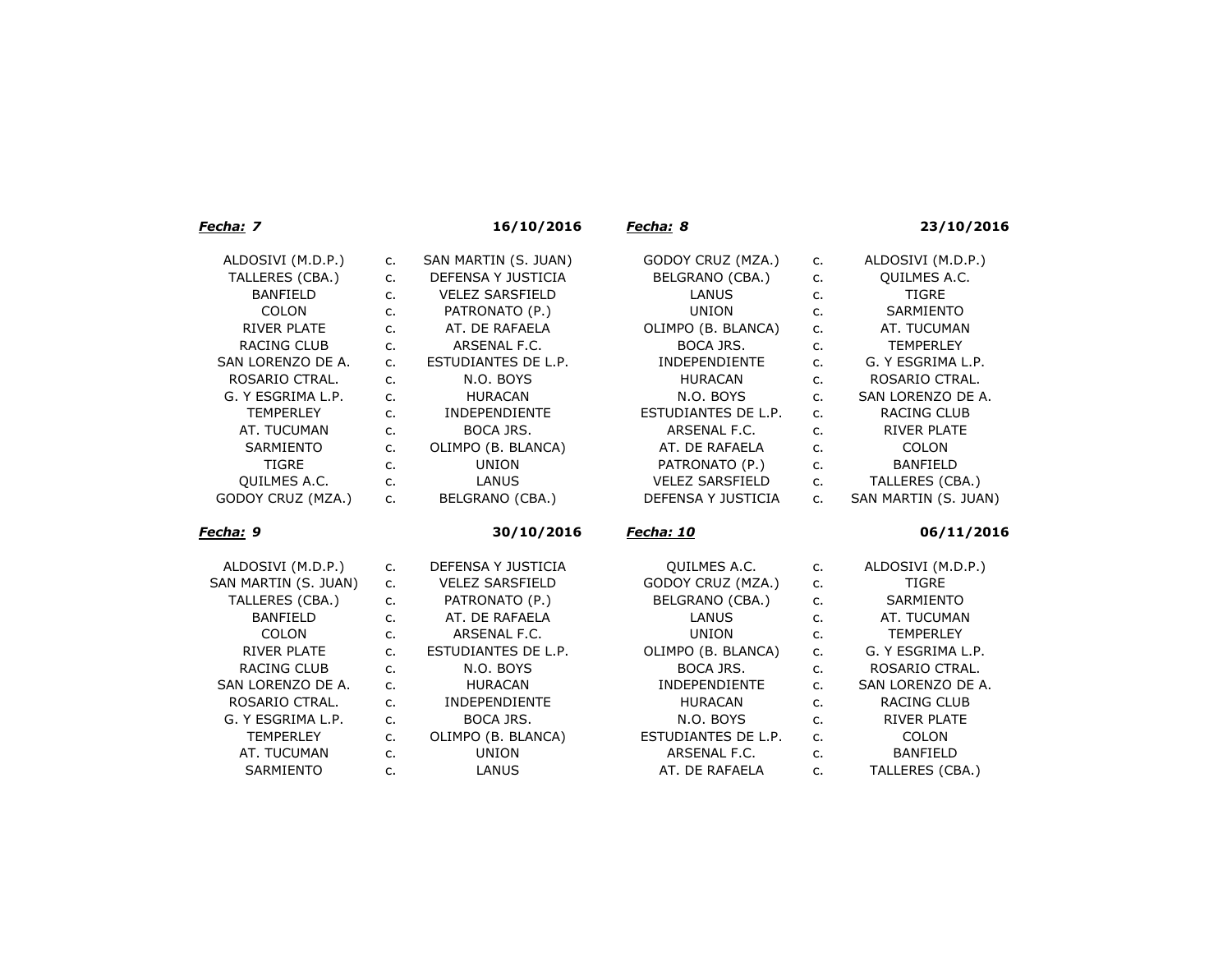***Fecha:* 7** **16/10/2016**

| | | |
|---|---|---|
| ALDOSIVI (M.D.P.) | c. | SAN MARTIN (S. JUAN) |
| TALLERES (CBA.) | c. | DEFENSA Y JUSTICIA |
| BANFIELD | c. | VELEZ SARSFIELD |
| COLON | c. | PATRONATO (P.) |
| RIVER PLATE | c. | AT. DE RAFAELA |
| RACING CLUB | c. | ARSENAL F.C. |
| SAN LORENZO DE A. | c. | ESTUDIANTES DE L.P. |
| ROSARIO CTRAL. | c. | N.O. BOYS |
| G. Y ESGRIMA L.P. | c. | HURACAN |
| TEMPERLEY | c. | INDEPENDIENTE |
| AT. TUCUMAN | c. | BOCA JRS. |
| SARMIENTO | c. | OLIMPO (B. BLANCA) |
| TIGRE | c. | UNION |
| QUILMES A.C. | c. | LANUS |
| GODOY CRUZ (MZA.) | c. | BELGRANO (CBA.) |

***Fecha:* 8** **23/10/2016**

| | | |
|---|---|---|
| GODOY CRUZ (MZA.) | c. | ALDOSIVI (M.D.P.) |
| BELGRANO (CBA.) | c. | QUILMES A.C. |
| LANUS | c. | TIGRE |
| UNION | c. | SARMIENTO |
| OLIMPO (B. BLANCA) | c. | AT. TUCUMAN |
| BOCA JRS. | c. | TEMPERLEY |
| INDEPENDIENTE | c. | G. Y ESGRIMA L.P. |
| HURACAN | c. | ROSARIO CTRAL. |
| N.O. BOYS | c. | SAN LORENZO DE A. |
| ESTUDIANTES DE L.P. | c. | RACING CLUB |
| ARSENAL F.C. | c. | RIVER PLATE |
| AT. DE RAFAELA | c. | COLON |
| PATRONATO (P.) | c. | BANFIELD |
| VELEZ SARSFIELD | c. | TALLERES (CBA.) |
| DEFENSA Y JUSTICIA | c. | SAN MARTIN (S. JUAN) |

***Fecha:* 9** **30/10/2016**

| | | |
|---|---|---|
| ALDOSIVI (M.D.P.) | c. | DEFENSA Y JUSTICIA |
| SAN MARTIN (S. JUAN) | c. | VELEZ SARSFIELD |
| TALLERES (CBA.) | c. | PATRONATO (P.) |
| BANFIELD | c. | AT. DE RAFAELA |
| COLON | c. | ARSENAL F.C. |
| RIVER PLATE | c. | ESTUDIANTES DE L.P. |
| RACING CLUB | c. | N.O. BOYS |
| SAN LORENZO DE A. | c. | HURACAN |
| ROSARIO CTRAL. | c. | INDEPENDIENTE |
| G. Y ESGRIMA L.P. | c. | BOCA JRS. |
| TEMPERLEY | c. | OLIMPO (B. BLANCA) |
| AT. TUCUMAN | c. | UNION |
| SARMIENTO | c. | LANUS |

***Fecha: 10*** **06/11/2016**

| | | |
|---|---|---|
| QUILMES A.C. | c. | ALDOSIVI (M.D.P.) |
| GODOY CRUZ (MZA.) | c. | TIGRE |
| BELGRANO (CBA.) | c. | SARMIENTO |
| LANUS | c. | AT. TUCUMAN |
| UNION | c. | TEMPERLEY |
| OLIMPO (B. BLANCA) | c. | G. Y ESGRIMA L.P. |
| BOCA JRS. | c. | ROSARIO CTRAL. |
| INDEPENDIENTE | c. | SAN LORENZO DE A. |
| HURACAN | c. | RACING CLUB |
| N.O. BOYS | c. | RIVER PLATE |
| ESTUDIANTES DE L.P. | c. | COLON |
| ARSENAL F.C. | c. | BANFIELD |
| AT. DE RAFAELA | c. | TALLERES (CBA.) |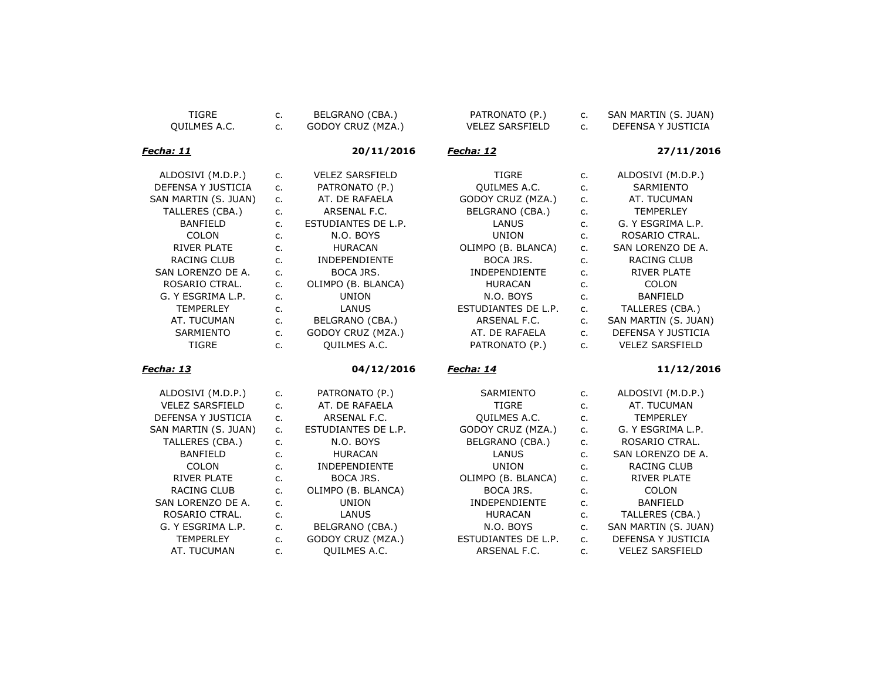| TIGRE | c. | BELGRANO (CBA.) |
|---|---|---|
| QUILMES A.C. | c. | GODOY CRUZ (MZA.) |

| PATRONATO (P.) | c. | SAN MARTIN (S. JUAN) |
|---|---|---|
| VELEZ SARSFIELD | c. | DEFENSA Y JUSTICIA |

***Fecha: 11*** **20/11/2016**

| | | |
|---|---|---|
| ALDOSIVI (M.D.P.) | c. | VELEZ SARSFIELD |
| DEFENSA Y JUSTICIA | c. | PATRONATO (P.) |
| SAN MARTIN (S. JUAN) | c. | AT. DE RAFAELA |
| TALLERES (CBA.) | c. | ARSENAL F.C. |
| BANFIELD | c. | ESTUDIANTES DE L.P. |
| COLON | c. | N.O. BOYS |
| RIVER PLATE | c. | HURACAN |
| RACING CLUB | c. | INDEPENDIENTE |
| SAN LORENZO DE A. | c. | BOCA JRS. |
| ROSARIO CTRAL. | c. | OLIMPO (B. BLANCA) |
| G. Y ESGRIMA L.P. | c. | UNION |
| TEMPERLEY | c. | LANUS |
| AT. TUCUMAN | c. | BELGRANO (CBA.) |
| SARMIENTO | c. | GODOY CRUZ (MZA.) |
| TIGRE | c. | QUILMES A.C. |

***Fecha: 12*** **27/11/2016**

| | | |
|---|---|---|
| TIGRE | c. | ALDOSIVI (M.D.P.) |
| QUILMES A.C. | c. | SARMIENTO |
| GODOY CRUZ (MZA.) | c. | AT. TUCUMAN |
| BELGRANO (CBA.) | c. | TEMPERLEY |
| LANUS | c. | G. Y ESGRIMA L.P. |
| UNION | c. | ROSARIO CTRAL. |
| OLIMPO (B. BLANCA) | c. | SAN LORENZO DE A. |
| BOCA JRS. | c. | RACING CLUB |
| INDEPENDIENTE | c. | RIVER PLATE |
| HURACAN | c. | COLON |
| N.O. BOYS | c. | BANFIELD |
| ESTUDIANTES DE L.P. | c. | TALLERES (CBA.) |
| ARSENAL F.C. | c. | SAN MARTIN (S. JUAN) |
| AT. DE RAFAELA | c. | DEFENSA Y JUSTICIA |
| PATRONATO (P.) | c. | VELEZ SARSFIELD |

***Fecha: 13*** **04/12/2016**

| | | |
|---|---|---|
| ALDOSIVI (M.D.P.) | c. | PATRONATO (P.) |
| VELEZ SARSFIELD | c. | AT. DE RAFAELA |
| DEFENSA Y JUSTICIA | c. | ARSENAL F.C. |
| SAN MARTIN (S. JUAN) | c. | ESTUDIANTES DE L.P. |
| TALLERES (CBA.) | c. | N.O. BOYS |
| BANFIELD | c. | HURACAN |
| COLON | c. | INDEPENDIENTE |
| RIVER PLATE | c. | BOCA JRS. |
| RACING CLUB | c. | OLIMPO (B. BLANCA) |
| SAN LORENZO DE A. | c. | UNION |
| ROSARIO CTRAL. | c. | LANUS |
| G. Y ESGRIMA L.P. | c. | BELGRANO (CBA.) |
| TEMPERLEY | c. | GODOY CRUZ (MZA.) |
| AT. TUCUMAN | c. | QUILMES A.C. |

***Fecha: 14*** **11/12/2016**

| | | |
|---|---|---|
| SARMIENTO | c. | ALDOSIVI (M.D.P.) |
| TIGRE | c. | AT. TUCUMAN |
| QUILMES A.C. | c. | TEMPERLEY |
| GODOY CRUZ (MZA.) | c. | G. Y ESGRIMA L.P. |
| BELGRANO (CBA.) | c. | ROSARIO CTRAL. |
| LANUS | c. | SAN LORENZO DE A. |
| UNION | c. | RACING CLUB |
| OLIMPO (B. BLANCA) | c. | RIVER PLATE |
| BOCA JRS. | c. | COLON |
| INDEPENDIENTE | c. | BANFIELD |
| HURACAN | c. | TALLERES (CBA.) |
| N.O. BOYS | c. | SAN MARTIN (S. JUAN) |
| ESTUDIANTES DE L.P. | c. | DEFENSA Y JUSTICIA |
| ARSENAL F.C. | c. | VELEZ SARSFIELD |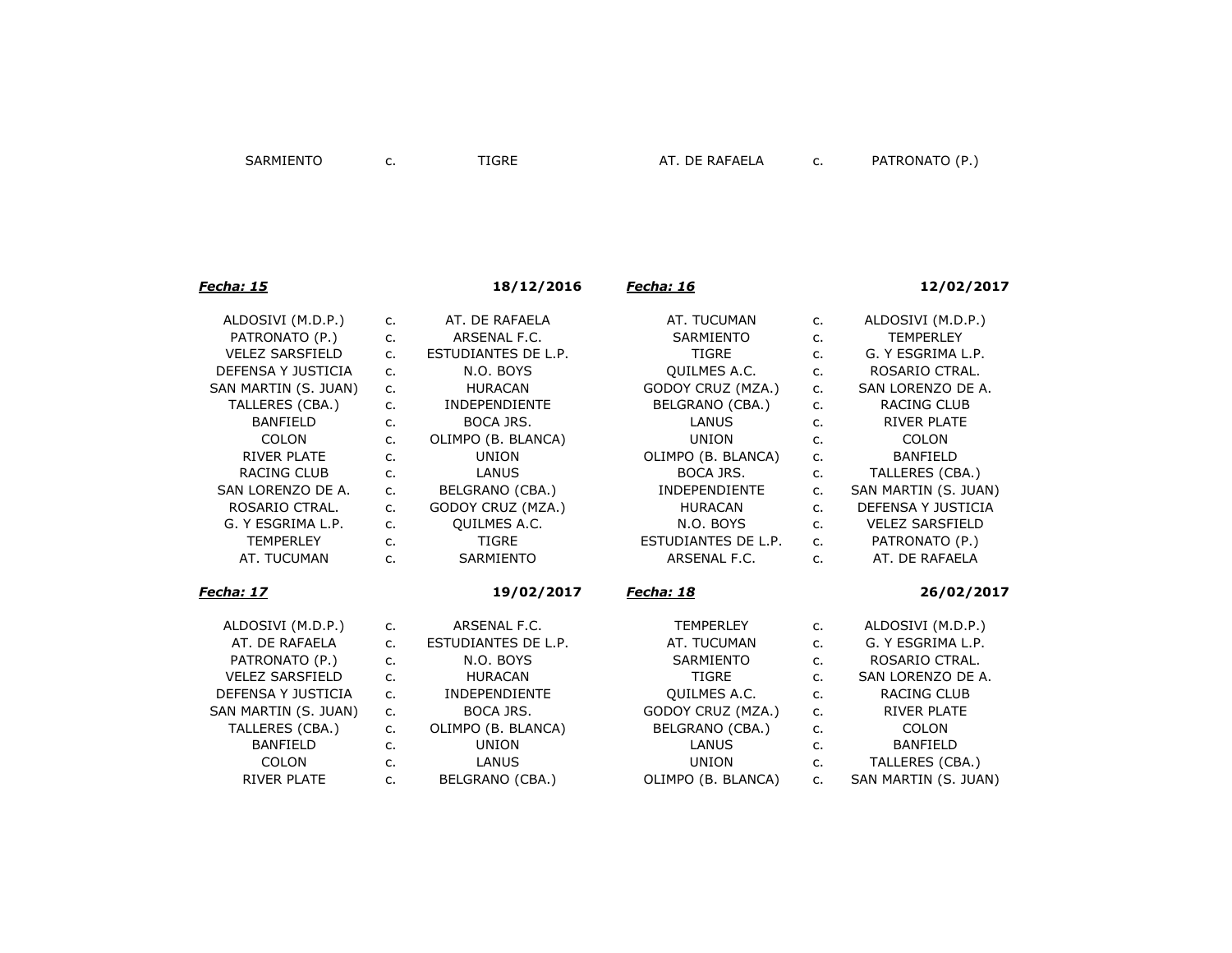| SARMIENTO | c. | TIGRE |
|---|---|---|
| AT. DE RAFAELA | c. | PATRONATO (P.) |

***Fecha: 15*** **18/12/2016**

| Local | | Visitante |
|---|---|---|
| ALDOSIVI (M.D.P.) | c. | AT. DE RAFAELA |
| PATRONATO (P.) | c. | ARSENAL F.C. |
| VELEZ SARSFIELD | c. | ESTUDIANTES DE L.P. |
| DEFENSA Y JUSTICIA | c. | N.O. BOYS |
| SAN MARTIN (S. JUAN) | c. | HURACAN |
| TALLERES (CBA.) | c. | INDEPENDIENTE |
| BANFIELD | c. | BOCA JRS. |
| COLON | c. | OLIMPO (B. BLANCA) |
| RIVER PLATE | c. | UNION |
| RACING CLUB | c. | LANUS |
| SAN LORENZO DE A. | c. | BELGRANO (CBA.) |
| ROSARIO CTRAL. | c. | GODOY CRUZ (MZA.) |
| G. Y ESGRIMA L.P. | c. | QUILMES A.C. |
| TEMPERLEY | c. | TIGRE |
| AT. TUCUMAN | c. | SARMIENTO |

***Fecha: 16*** **12/02/2017**

| Local | | Visitante |
|---|---|---|
| AT. TUCUMAN | c. | ALDOSIVI (M.D.P.) |
| SARMIENTO | c. | TEMPERLEY |
| TIGRE | c. | G. Y ESGRIMA L.P. |
| QUILMES A.C. | c. | ROSARIO CTRAL. |
| GODOY CRUZ (MZA.) | c. | SAN LORENZO DE A. |
| BELGRANO (CBA.) | c. | RACING CLUB |
| LANUS | c. | RIVER PLATE |
| UNION | c. | COLON |
| OLIMPO (B. BLANCA) | c. | BANFIELD |
| BOCA JRS. | c. | TALLERES (CBA.) |
| INDEPENDIENTE | c. | SAN MARTIN (S. JUAN) |
| HURACAN | c. | DEFENSA Y JUSTICIA |
| N.O. BOYS | c. | VELEZ SARSFIELD |
| ESTUDIANTES DE L.P. | c. | PATRONATO (P.) |
| ARSENAL F.C. | c. | AT. DE RAFAELA |

***Fecha: 17*** **19/02/2017**

| Local | | Visitante |
|---|---|---|
| ALDOSIVI (M.D.P.) | c. | ARSENAL F.C. |
| AT. DE RAFAELA | c. | ESTUDIANTES DE L.P. |
| PATRONATO (P.) | c. | N.O. BOYS |
| VELEZ SARSFIELD | c. | HURACAN |
| DEFENSA Y JUSTICIA | c. | INDEPENDIENTE |
| SAN MARTIN (S. JUAN) | c. | BOCA JRS. |
| TALLERES (CBA.) | c. | OLIMPO (B. BLANCA) |
| BANFIELD | c. | UNION |
| COLON | c. | LANUS |
| RIVER PLATE | c. | BELGRANO (CBA.) |

***Fecha: 18*** **26/02/2017**

| Local | | Visitante |
|---|---|---|
| TEMPERLEY | c. | ALDOSIVI (M.D.P.) |
| AT. TUCUMAN | c. | G. Y ESGRIMA L.P. |
| SARMIENTO | c. | ROSARIO CTRAL. |
| TIGRE | c. | SAN LORENZO DE A. |
| QUILMES A.C. | c. | RACING CLUB |
| GODOY CRUZ (MZA.) | c. | RIVER PLATE |
| BELGRANO (CBA.) | c. | COLON |
| LANUS | c. | BANFIELD |
| UNION | c. | TALLERES (CBA.) |
| OLIMPO (B. BLANCA) | c. | SAN MARTIN (S. JUAN) |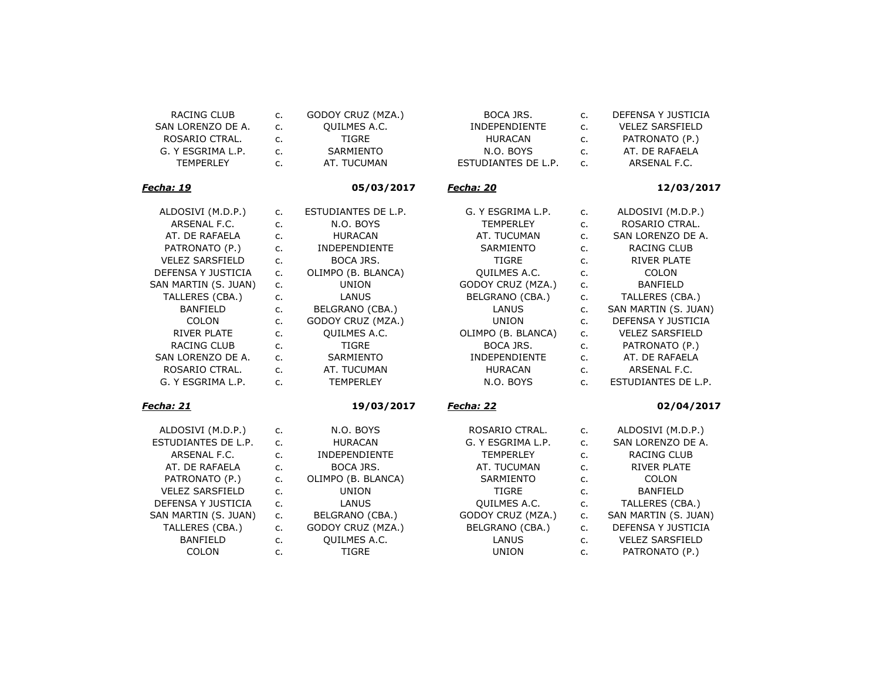| | | | | | |
|---|---|---|---|---|---|
| RACING CLUB | c. | GODOY CRUZ (MZA.) | BOCA JRS. | c. | DEFENSA Y JUSTICIA |
| SAN LORENZO DE A. | c. | QUILMES A.C. | INDEPENDIENTE | c. | VELEZ SARSFIELD |
| ROSARIO CTRAL. | c. | TIGRE | HURACAN | c. | PATRONATO (P.) |
| G. Y ESGRIMA L.P. | c. | SARMIENTO | N.O. BOYS | c. | AT. DE RAFAELA |
| TEMPERLEY | c. | AT. TUCUMAN | ESTUDIANTES DE L.P. | c. | ARSENAL F.C. |

***Fecha: 19*** **05/03/2017**

| | | |
|---|---|---|
| ALDOSIVI (M.D.P.) | c. | ESTUDIANTES DE L.P. |
| ARSENAL F.C. | c. | N.O. BOYS |
| AT. DE RAFAELA | c. | HURACAN |
| PATRONATO (P.) | c. | INDEPENDIENTE |
| VELEZ SARSFIELD | c. | BOCA JRS. |
| DEFENSA Y JUSTICIA | c. | OLIMPO (B. BLANCA) |
| SAN MARTIN (S. JUAN) | c. | UNION |
| TALLERES (CBA.) | c. | LANUS |
| BANFIELD | c. | BELGRANO (CBA.) |
| COLON | c. | GODOY CRUZ (MZA.) |
| RIVER PLATE | c. | QUILMES A.C. |
| RACING CLUB | c. | TIGRE |
| SAN LORENZO DE A. | c. | SARMIENTO |
| ROSARIO CTRAL. | c. | AT. TUCUMAN |
| G. Y ESGRIMA L.P. | c. | TEMPERLEY |

***Fecha: 20*** **12/03/2017**

| | | |
|---|---|---|
| G. Y ESGRIMA L.P. | c. | ALDOSIVI (M.D.P.) |
| TEMPERLEY | c. | ROSARIO CTRAL. |
| AT. TUCUMAN | c. | SAN LORENZO DE A. |
| SARMIENTO | c. | RACING CLUB |
| TIGRE | c. | RIVER PLATE |
| QUILMES A.C. | c. | COLON |
| GODOY CRUZ (MZA.) | c. | BANFIELD |
| BELGRANO (CBA.) | c. | TALLERES (CBA.) |
| LANUS | c. | SAN MARTIN (S. JUAN) |
| UNION | c. | DEFENSA Y JUSTICIA |
| OLIMPO (B. BLANCA) | c. | VELEZ SARSFIELD |
| BOCA JRS. | c. | PATRONATO (P.) |
| INDEPENDIENTE | c. | AT. DE RAFAELA |
| HURACAN | c. | ARSENAL F.C. |
| N.O. BOYS | c. | ESTUDIANTES DE L.P. |

***Fecha: 21*** **19/03/2017**

| | | |
|---|---|---|
| ALDOSIVI (M.D.P.) | c. | N.O. BOYS |
| ESTUDIANTES DE L.P. | c. | HURACAN |
| ARSENAL F.C. | c. | INDEPENDIENTE |
| AT. DE RAFAELA | c. | BOCA JRS. |
| PATRONATO (P.) | c. | OLIMPO (B. BLANCA) |
| VELEZ SARSFIELD | c. | UNION |
| DEFENSA Y JUSTICIA | c. | LANUS |
| SAN MARTIN (S. JUAN) | c. | BELGRANO (CBA.) |
| TALLERES (CBA.) | c. | GODOY CRUZ (MZA.) |
| BANFIELD | c. | QUILMES A.C. |
| COLON | c. | TIGRE |

***Fecha: 22*** **02/04/2017**

| | | |
|---|---|---|
| ROSARIO CTRAL. | c. | ALDOSIVI (M.D.P.) |
| G. Y ESGRIMA L.P. | c. | SAN LORENZO DE A. |
| TEMPERLEY | c. | RACING CLUB |
| AT. TUCUMAN | c. | RIVER PLATE |
| SARMIENTO | c. | COLON |
| TIGRE | c. | BANFIELD |
| QUILMES A.C. | c. | TALLERES (CBA.) |
| GODOY CRUZ (MZA.) | c. | SAN MARTIN (S. JUAN) |
| BELGRANO (CBA.) | c. | DEFENSA Y JUSTICIA |
| LANUS | c. | VELEZ SARSFIELD |
| UNION | c. | PATRONATO (P.) |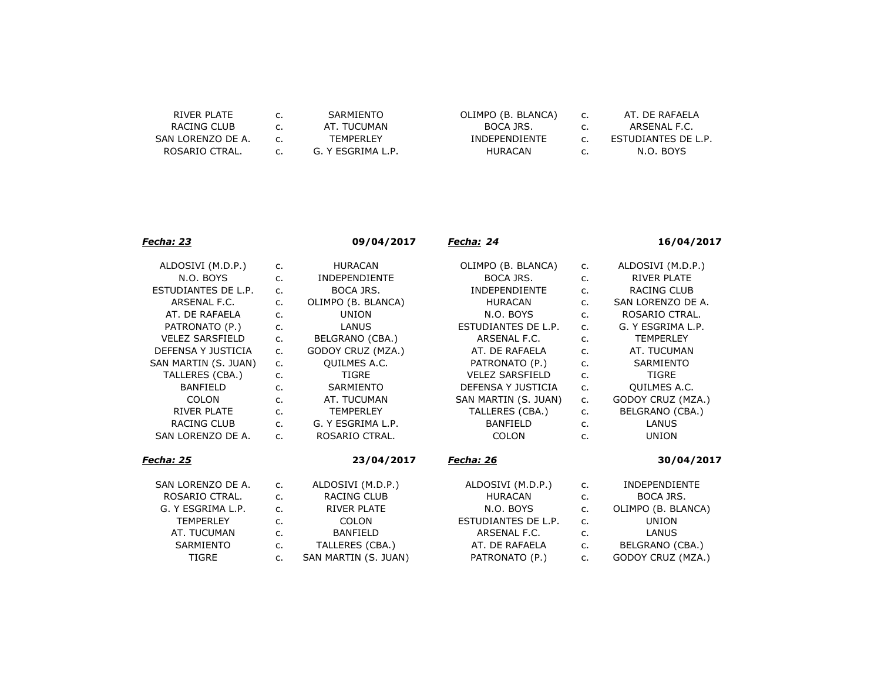| | | | | | |
|---|---|---|---|---|---|
| RIVER PLATE | c. | SARMIENTO | OLIMPO (B. BLANCA) | c. | AT. DE RAFAELA |
| RACING CLUB | c. | AT. TUCUMAN | BOCA JRS. | c. | ARSENAL F.C. |
| SAN LORENZO DE A. | c. | TEMPERLEY | INDEPENDIENTE | c. | ESTUDIANTES DE L.P. |
| ROSARIO CTRAL. | c. | G. Y ESGRIMA L.P. | HURACAN | c. | N.O. BOYS |

***Fecha: 23*** **09/04/2017**

| | | |
|---|---|---|
| ALDOSIVI (M.D.P.) | c. | HURACAN |
| N.O. BOYS | c. | INDEPENDIENTE |
| ESTUDIANTES DE L.P. | c. | BOCA JRS. |
| ARSENAL F.C. | c. | OLIMPO (B. BLANCA) |
| AT. DE RAFAELA | c. | UNION |
| PATRONATO (P.) | c. | LANUS |
| VELEZ SARSFIELD | c. | BELGRANO (CBA.) |
| DEFENSA Y JUSTICIA | c. | GODOY CRUZ (MZA.) |
| SAN MARTIN (S. JUAN) | c. | QUILMES A.C. |
| TALLERES (CBA.) | c. | TIGRE |
| BANFIELD | c. | SARMIENTO |
| COLON | c. | AT. TUCUMAN |
| RIVER PLATE | c. | TEMPERLEY |
| RACING CLUB | c. | G. Y ESGRIMA L.P. |
| SAN LORENZO DE A. | c. | ROSARIO CTRAL. |

***Fecha: 24*** **16/04/2017**

| | | |
|---|---|---|
| OLIMPO (B. BLANCA) | c. | ALDOSIVI (M.D.P.) |
| BOCA JRS. | c. | RIVER PLATE |
| INDEPENDIENTE | c. | RACING CLUB |
| HURACAN | c. | SAN LORENZO DE A. |
| N.O. BOYS | c. | ROSARIO CTRAL. |
| ESTUDIANTES DE L.P. | c. | G. Y ESGRIMA L.P. |
| ARSENAL F.C. | c. | TEMPERLEY |
| AT. DE RAFAELA | c. | AT. TUCUMAN |
| PATRONATO (P.) | c. | SARMIENTO |
| VELEZ SARSFIELD | c. | TIGRE |
| DEFENSA Y JUSTICIA | c. | QUILMES A.C. |
| SAN MARTIN (S. JUAN) | c. | GODOY CRUZ (MZA.) |
| TALLERES (CBA.) | c. | BELGRANO (CBA.) |
| BANFIELD | c. | LANUS |
| COLON | c. | UNION |

***Fecha: 25*** **23/04/2017**

| | | |
|---|---|---|
| SAN LORENZO DE A. | c. | ALDOSIVI (M.D.P.) |
| ROSARIO CTRAL. | c. | RACING CLUB |
| G. Y ESGRIMA L.P. | c. | RIVER PLATE |
| TEMPERLEY | c. | COLON |
| AT. TUCUMAN | c. | BANFIELD |
| SARMIENTO | c. | TALLERES (CBA.) |
| TIGRE | c. | SAN MARTIN (S. JUAN) |

***Fecha: 26*** **30/04/2017**

| | | |
|---|---|---|
| ALDOSIVI (M.D.P.) | c. | INDEPENDIENTE |
| HURACAN | c. | BOCA JRS. |
| N.O. BOYS | c. | OLIMPO (B. BLANCA) |
| ESTUDIANTES DE L.P. | c. | UNION |
| ARSENAL F.C. | c. | LANUS |
| AT. DE RAFAELA | c. | BELGRANO (CBA.) |
| PATRONATO (P.) | c. | GODOY CRUZ (MZA.) |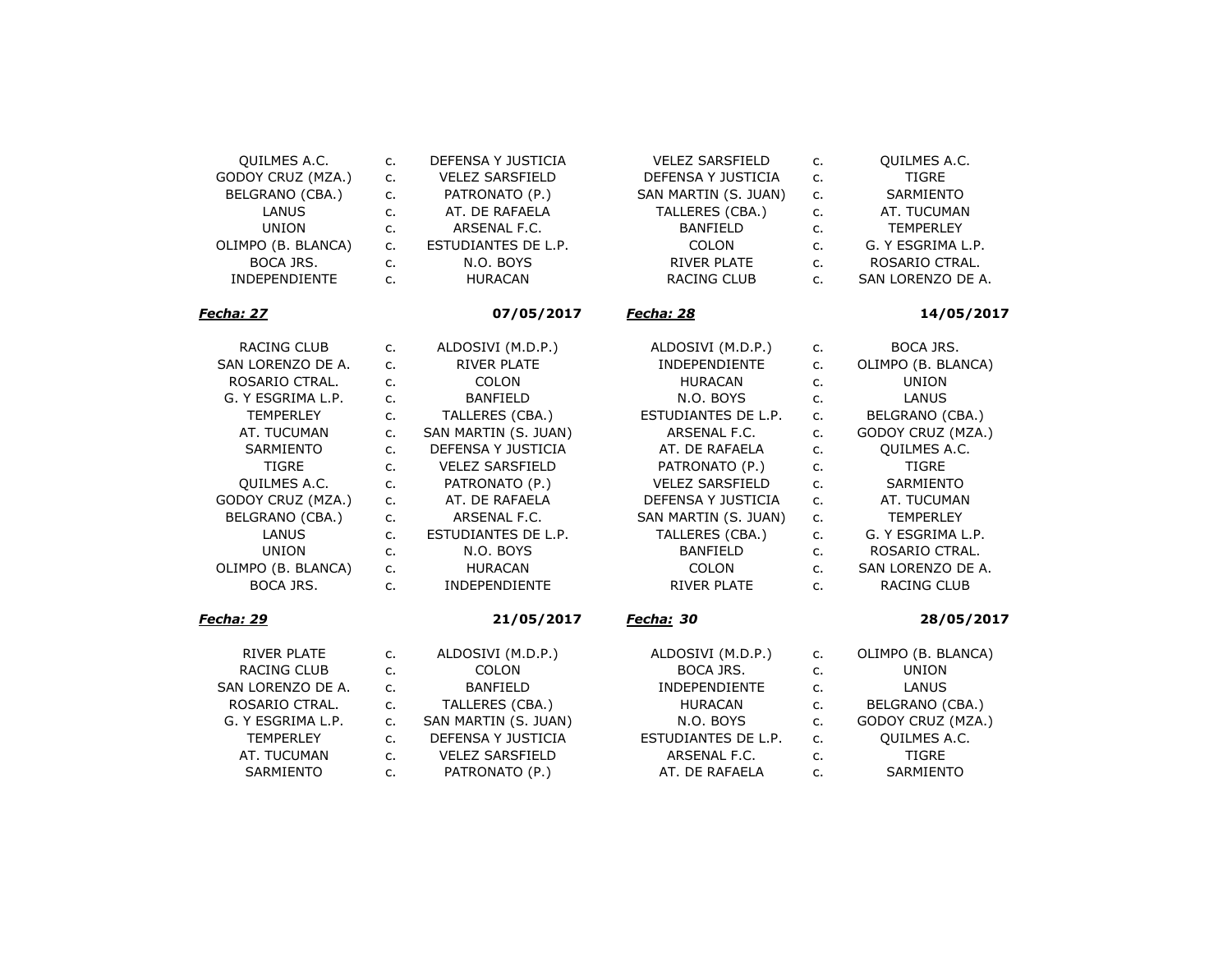| | | | | | |
|---|---|---|---|---|---|
| QUILMES A.C. | c. | DEFENSA Y JUSTICIA | VELEZ SARSFIELD | c. | QUILMES A.C. |
| GODOY CRUZ (MZA.) | c. | VELEZ SARSFIELD | DEFENSA Y JUSTICIA | c. | TIGRE |
| BELGRANO (CBA.) | c. | PATRONATO (P.) | SAN MARTIN (S. JUAN) | c. | SARMIENTO |
| LANUS | c. | AT. DE RAFAELA | TALLERES (CBA.) | c. | AT. TUCUMAN |
| UNION | c. | ARSENAL F.C. | BANFIELD | c. | TEMPERLEY |
| OLIMPO (B. BLANCA) | c. | ESTUDIANTES DE L.P. | COLON | c. | G. Y ESGRIMA L.P. |
| BOCA JRS. | c. | N.O. BOYS | RIVER PLATE | c. | ROSARIO CTRAL. |
| INDEPENDIENTE | c. | HURACAN | RACING CLUB | c. | SAN LORENZO DE A. |

***Fecha: 27*** **07/05/2017**

| | | |
|---|---|---|
| RACING CLUB | c. | ALDOSIVI (M.D.P.) |
| SAN LORENZO DE A. | c. | RIVER PLATE |
| ROSARIO CTRAL. | c. | COLON |
| G. Y ESGRIMA L.P. | c. | BANFIELD |
| TEMPERLEY | c. | TALLERES (CBA.) |
| AT. TUCUMAN | c. | SAN MARTIN (S. JUAN) |
| SARMIENTO | c. | DEFENSA Y JUSTICIA |
| TIGRE | c. | VELEZ SARSFIELD |
| QUILMES A.C. | c. | PATRONATO (P.) |
| GODOY CRUZ (MZA.) | c. | AT. DE RAFAELA |
| BELGRANO (CBA.) | c. | ARSENAL F.C. |
| LANUS | c. | ESTUDIANTES DE L.P. |
| UNION | c. | N.O. BOYS |
| OLIMPO (B. BLANCA) | c. | HURACAN |
| BOCA JRS. | c. | INDEPENDIENTE |

***Fecha: 28*** **14/05/2017**

| | | |
|---|---|---|
| ALDOSIVI (M.D.P.) | c. | BOCA JRS. |
| INDEPENDIENTE | c. | OLIMPO (B. BLANCA) |
| HURACAN | c. | UNION |
| N.O. BOYS | c. | LANUS |
| ESTUDIANTES DE L.P. | c. | BELGRANO (CBA.) |
| ARSENAL F.C. | c. | GODOY CRUZ (MZA.) |
| AT. DE RAFAELA | c. | QUILMES A.C. |
| PATRONATO (P.) | c. | TIGRE |
| VELEZ SARSFIELD | c. | SARMIENTO |
| DEFENSA Y JUSTICIA | c. | AT. TUCUMAN |
| SAN MARTIN (S. JUAN) | c. | TEMPERLEY |
| TALLERES (CBA.) | c. | G. Y ESGRIMA L.P. |
| BANFIELD | c. | ROSARIO CTRAL. |
| COLON | c. | SAN LORENZO DE A. |
| RIVER PLATE | c. | RACING CLUB |

***Fecha: 29*** **21/05/2017**

| | | |
|---|---|---|
| RIVER PLATE | c. | ALDOSIVI (M.D.P.) |
| RACING CLUB | c. | COLON |
| SAN LORENZO DE A. | c. | BANFIELD |
| ROSARIO CTRAL. | c. | TALLERES (CBA.) |
| G. Y ESGRIMA L.P. | c. | SAN MARTIN (S. JUAN) |
| TEMPERLEY | c. | DEFENSA Y JUSTICIA |
| AT. TUCUMAN | c. | VELEZ SARSFIELD |
| SARMIENTO | c. | PATRONATO (P.) |

***Fecha: 30*** **28/05/2017**

| | | |
|---|---|---|
| ALDOSIVI (M.D.P.) | c. | OLIMPO (B. BLANCA) |
| BOCA JRS. | c. | UNION |
| INDEPENDIENTE | c. | LANUS |
| HURACAN | c. | BELGRANO (CBA.) |
| N.O. BOYS | c. | GODOY CRUZ (MZA.) |
| ESTUDIANTES DE L.P. | c. | QUILMES A.C. |
| ARSENAL F.C. | c. | TIGRE |
| AT. DE RAFAELA | c. | SARMIENTO |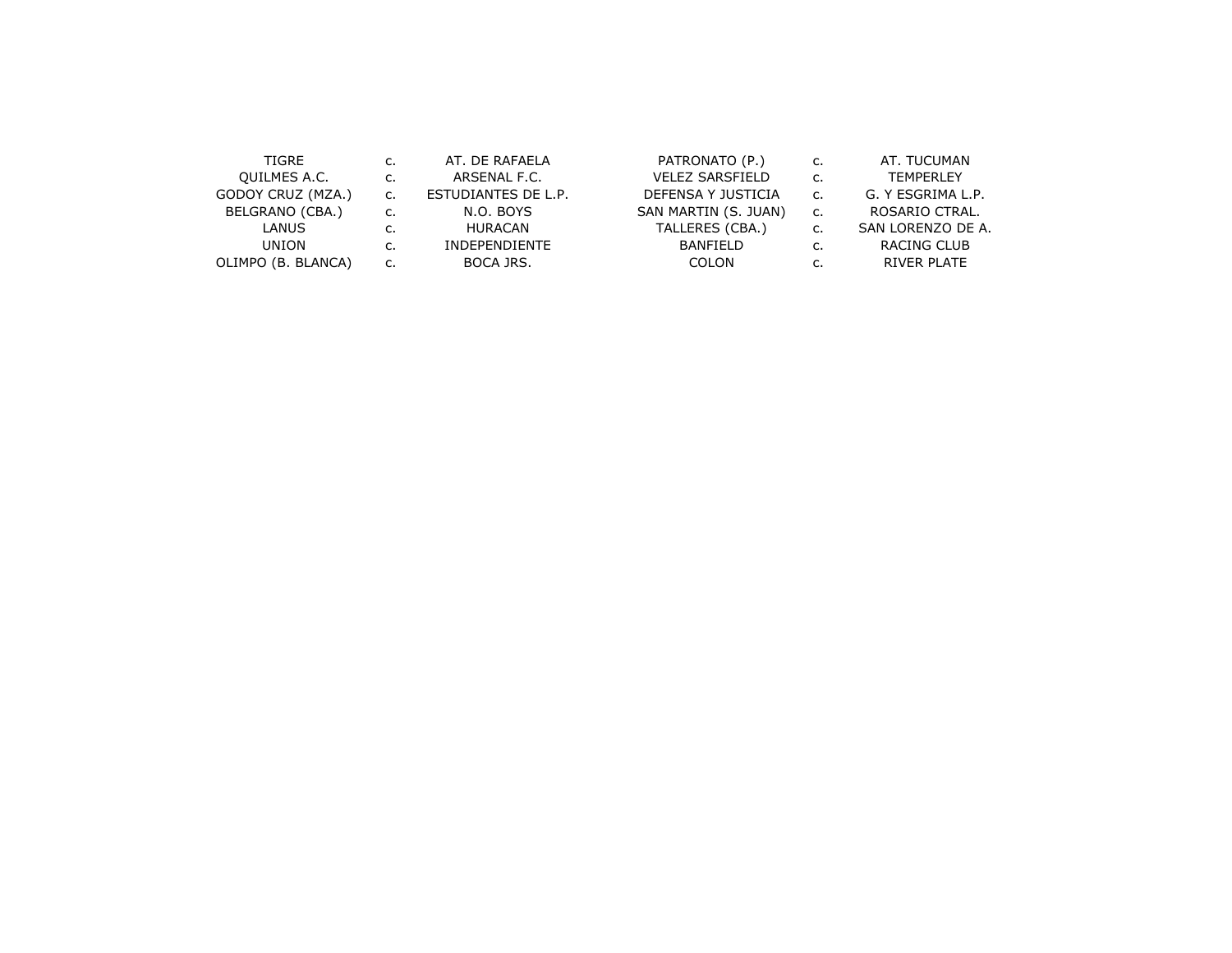| | | | | | |
|---|---|---|---|---|---|
| TIGRE | c. | AT. DE RAFAELA | PATRONATO (P.) | c. | AT. TUCUMAN |
| QUILMES A.C. | c. | ARSENAL F.C. | VELEZ SARSFIELD | c. | TEMPERLEY |
| GODOY CRUZ (MZA.) | c. | ESTUDIANTES DE L.P. | DEFENSA Y JUSTICIA | c. | G. Y ESGRIMA L.P. |
| BELGRANO (CBA.) | c. | N.O. BOYS | SAN MARTIN (S. JUAN) | c. | ROSARIO CTRAL. |
| LANUS | c. | HURACAN | TALLERES (CBA.) | c. | SAN LORENZO DE A. |
| UNION | c. | INDEPENDIENTE | BANFIELD | c. | RACING CLUB |
| OLIMPO (B. BLANCA) | c. | BOCA JRS. | COLON | c. | RIVER PLATE |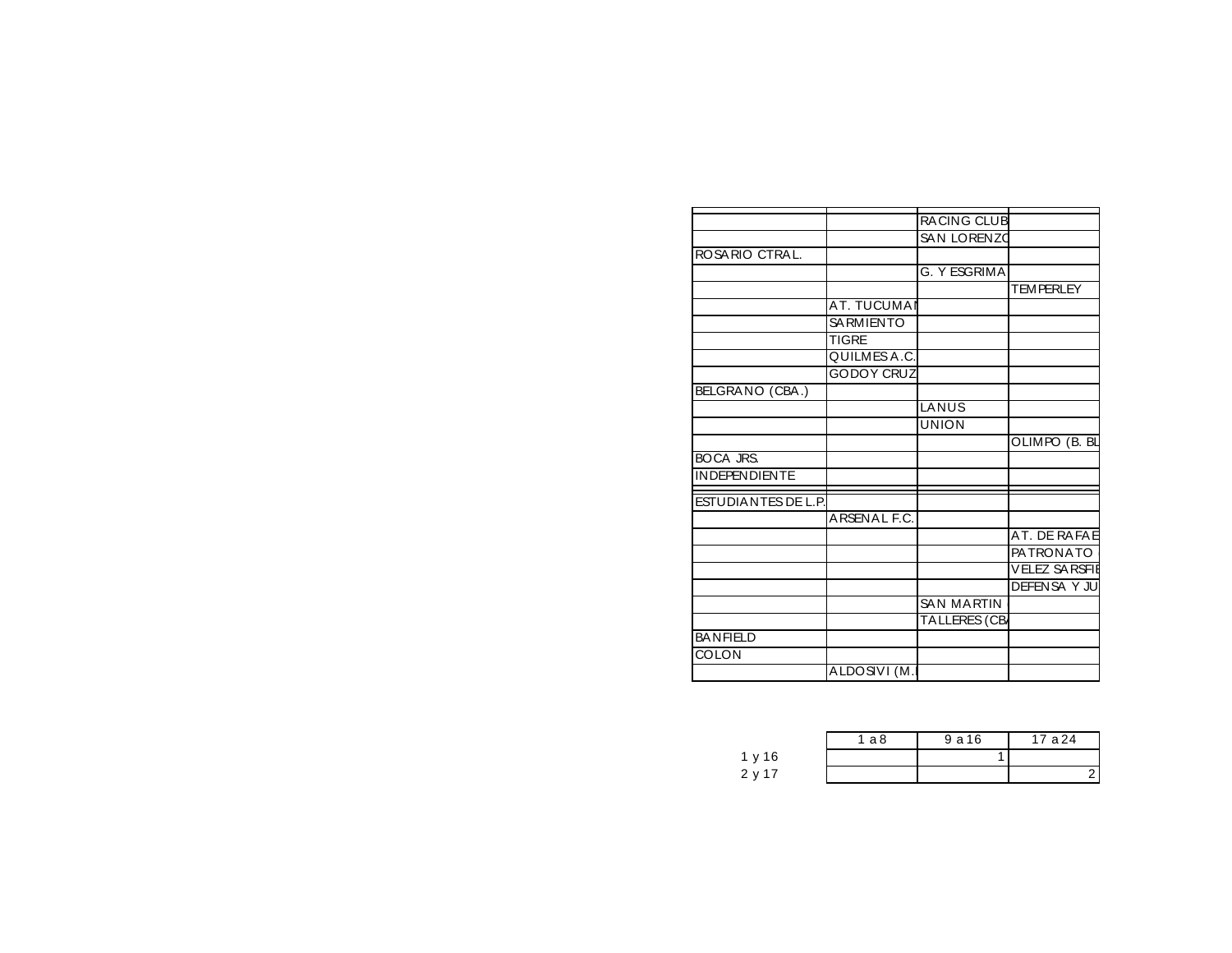| | | | |
|---|---|---|---|
| | | RACING CLUB | |
| | | SAN LORENZO | |
| ROSARIO CTRAL. | | | |
| | | G. Y ESGRIMA | |
| | | | TEMPERLEY |
| | AT. TUCUMAN | | |
| | SARMIENTO | | |
| | TIGRE | | |
| | QUILMES A.C. | | |
| | GODOY CRUZ | | |
| BELGRANO (CBA.) | | | |
| | | LANUS | |
| | | UNION | |
| | | | OLIMPO (B. BL |
| BOCA JRS. | | | |
| INDEPENDIENTE | | | |
| ESTUDIANTES DE L.P. | | | |
| | ARSENAL F.C. | | |
| | | | AT. DE RAFAE |
| | | | PATRONATO |
| | | | VELEZ SARSFIE |
| | | | DEFENSA Y JU |
| | | SAN MARTIN | |
| | | TALLERES (CBA | |
| BANFIELD | | | |
| COLON | | | |
| | ALDOSIVI (M. | | |

| | 1 a 8 | 9 a 16 | 17 a 24 |
|---|---|---|---|
| 1 y 16 | | 1 | |
| 2 y 17 | | | 2 |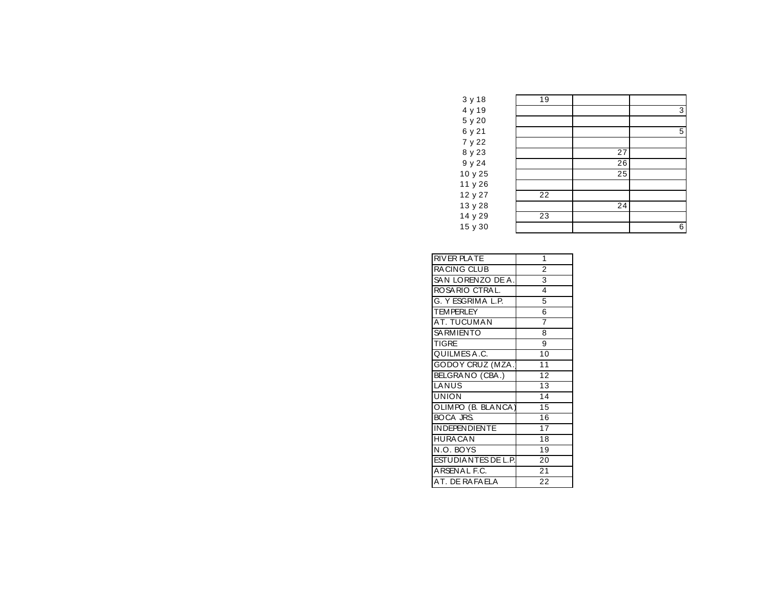| | | | |
|---|---|---|---|
| 3 y 18 | 19 | | |
| 4 y 19 | | | 3 |
| 5 y 20 | | | |
| 6 y 21 | | | 5 |
| 7 y 22 | | | |
| 8 y 23 | | 27 | |
| 9 y 24 | | 26 | |
| 10 y 25 | | 25 | |
| 11 y 26 | | | |
| 12 y 27 | 22 | | |
| 13 y 28 | | 24 | |
| 14 y 29 | 23 | | |
| 15 y 30 | | | 6 |

| | |
|---|---|
| RIVER PLATE | 1 |
| RACING CLUB | 2 |
| SAN LORENZO DE A. | 3 |
| ROSARIO CTRAL. | 4 |
| G. Y ESGRIMA L.P. | 5 |
| TEMPERLEY | 6 |
| AT. TUCUMAN | 7 |
| SARMIENTO | 8 |
| TIGRE | 9 |
| QUILMES A.C. | 10 |
| GODOY CRUZ (MZA.) | 11 |
| BELGRANO (CBA.) | 12 |
| LANUS | 13 |
| UNION | 14 |
| OLIMPO (B. BLANCA) | 15 |
| BOCA JRS. | 16 |
| INDEPENDIENTE | 17 |
| HURACAN | 18 |
| N.O. BOYS | 19 |
| ESTUDIANTES DE L.P. | 20 |
| ARSENAL F.C. | 21 |
| AT. DE RAFAELA | 22 |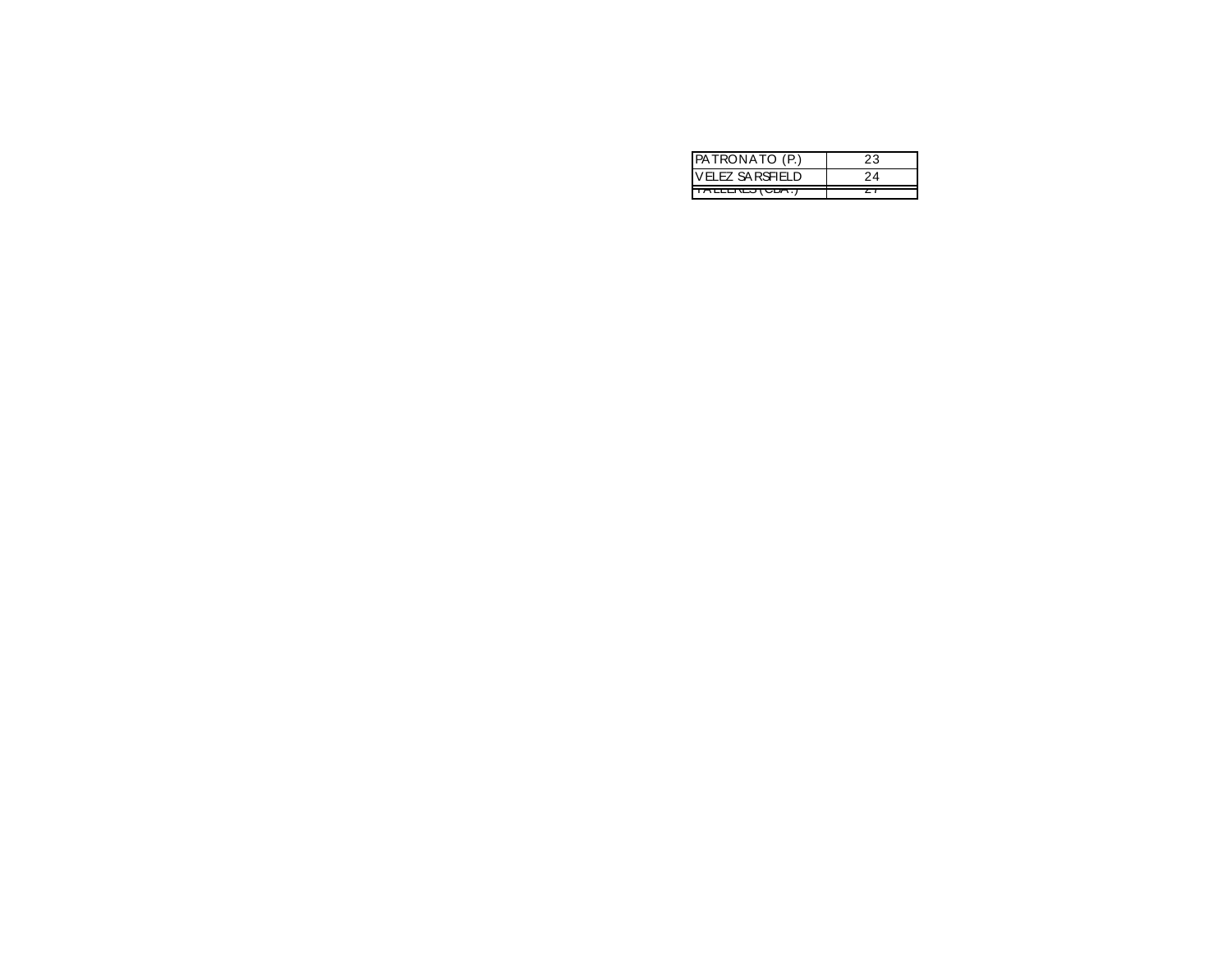| PATRONATO (P.) | 23 |
| --- | --- |
| VELEZ SARSFIELD | 24 |
| TALLERES (CBA.) | 27 |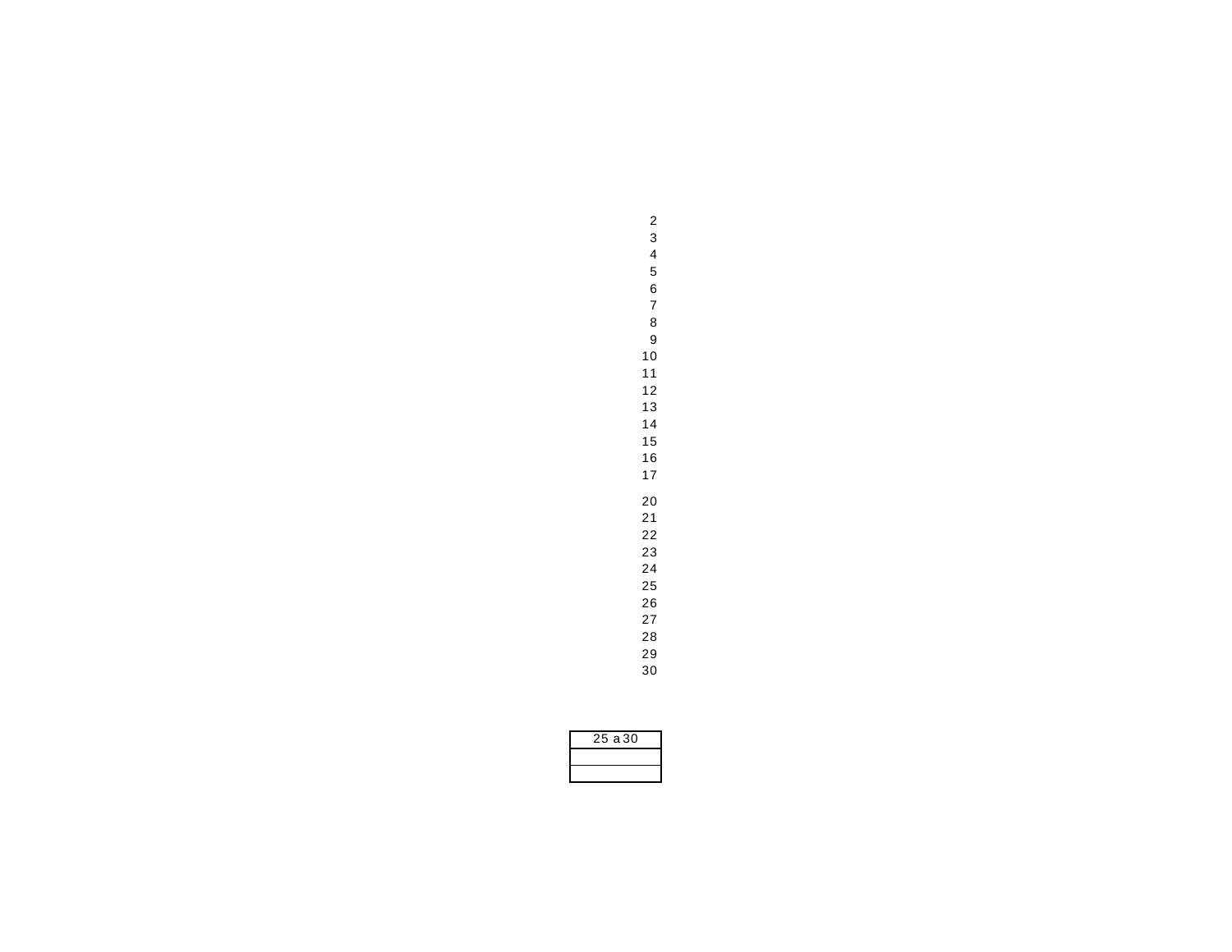2
3
4
5
6
7
8
9
10
11
12
13
14
15
16
17

20
21
22
23
24
25
26
27
28
29
30

| 25 a 30 |
| --- |
| |
| |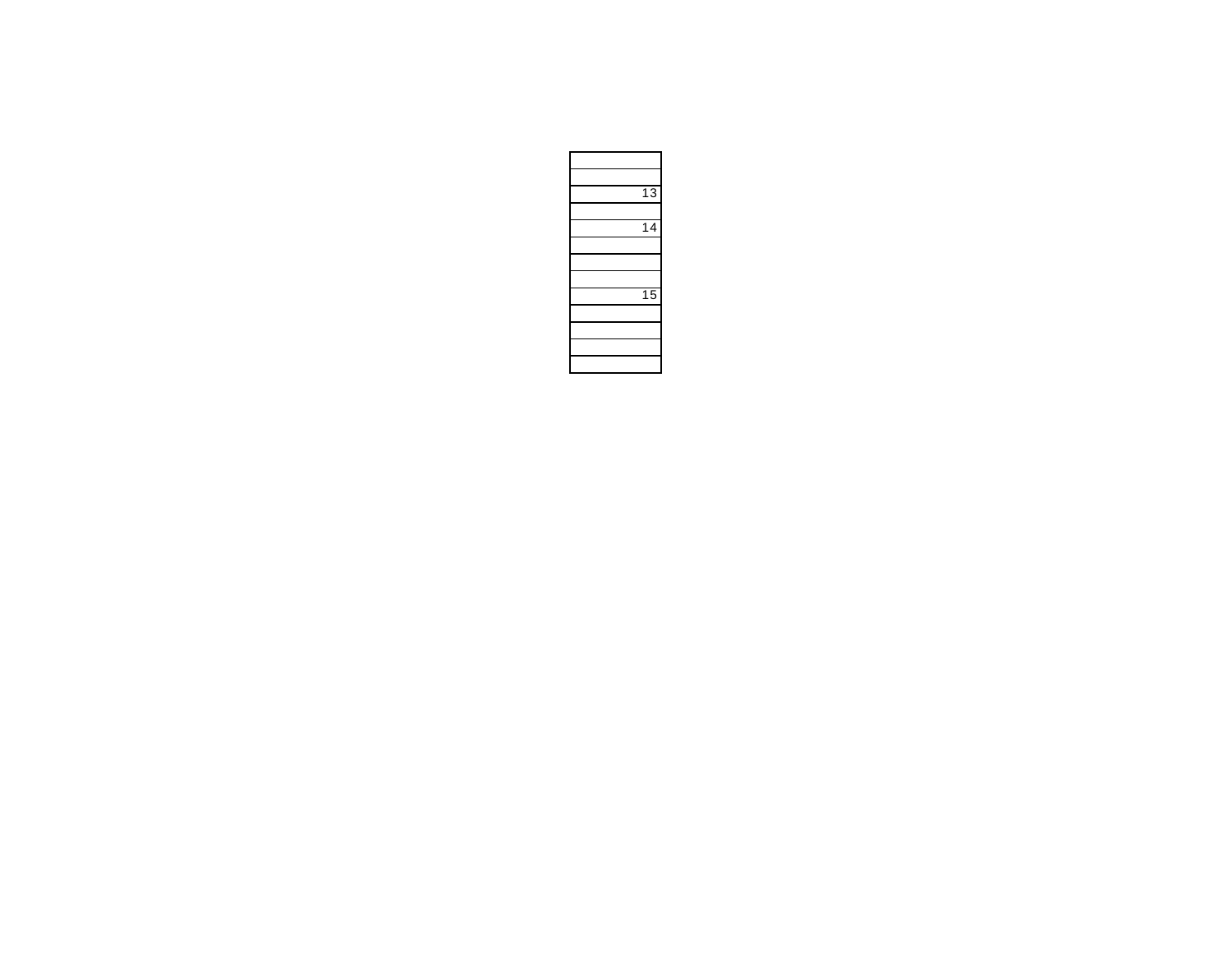| |
|---|
| |
| |
| 13 |
| |
| 14 |
| |
| |
| |
| 15 |
| |
| |
| |
| |